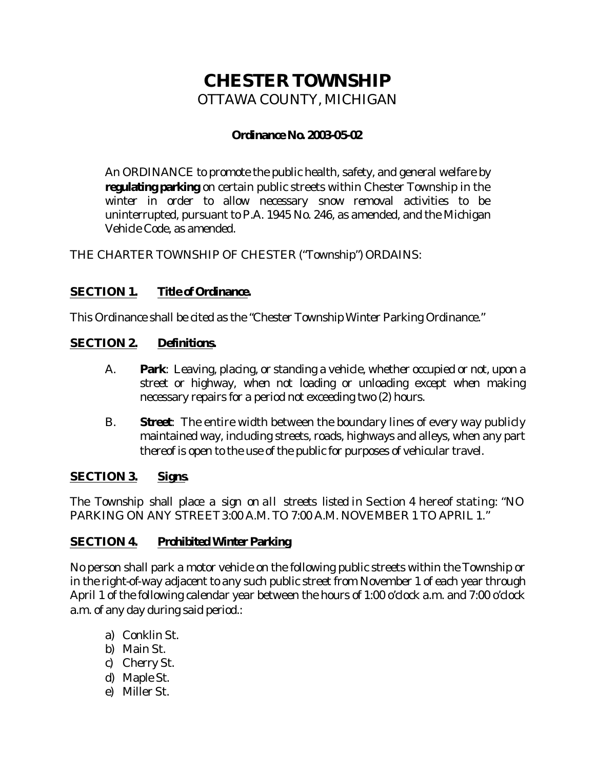# CHESTER TOWNSHIP

## OTTAWA COUNTY, MICHIGAN

**Ordinance No. 2003-05-02**

An ORDINANCE to promote the public health, safety, and general welfare by **regulating parking** on certain public streets within Chester Township in the winter in order to allow necessary snow removal activities to be uninterrupted, pursuant to P.A. 1945 No. 246, as amended, and the Michigan Vehicle Code, as amended.

THE CHARTER TOWNSHIP OF CHESTER ("Township") ORDAINS:

### SECTION 1. Title of Ordinance.

This Ordinance shall be cited as the "Chester Township Winter Parking Ordinance."

### SECTION 2. Definitions.

A. **Park**: Leaving, placing, or standing a vehicle, whether occupied or not, upon a street or highway, when not loading or unloading except when making necessary repairs for a period not exceeding two (2) hours.

B. **Street**: The entire width between the boundary lines of every way publicly maintained way, including streets, roads, highways and alleys, when any part thereof is open to the use of the public for purposes of vehicular travel.

### SECTION 3. Signs.

The Township shall place a sign on all streets listed in Section 4 hereof stating: "NO PARKING ON ANY STREET 3:00 A.M. TO 7:00 A.M. NOVEMBER 1 TO APRIL 1."

### SECTION 4. Prohibited Winter Parking

No person shall park a motor vehicle on the following public streets within the Township or in the right-of-way adjacent to any such public street from November 1 of each year through April 1 of the following calendar year between the hours of 1:00 o'clock a.m. and 7:00 o'clock a.m. of any day during said period.:

a) Conklin St.
b) Main St.
c) Cherry St.
d) Maple St.
e) Miller St.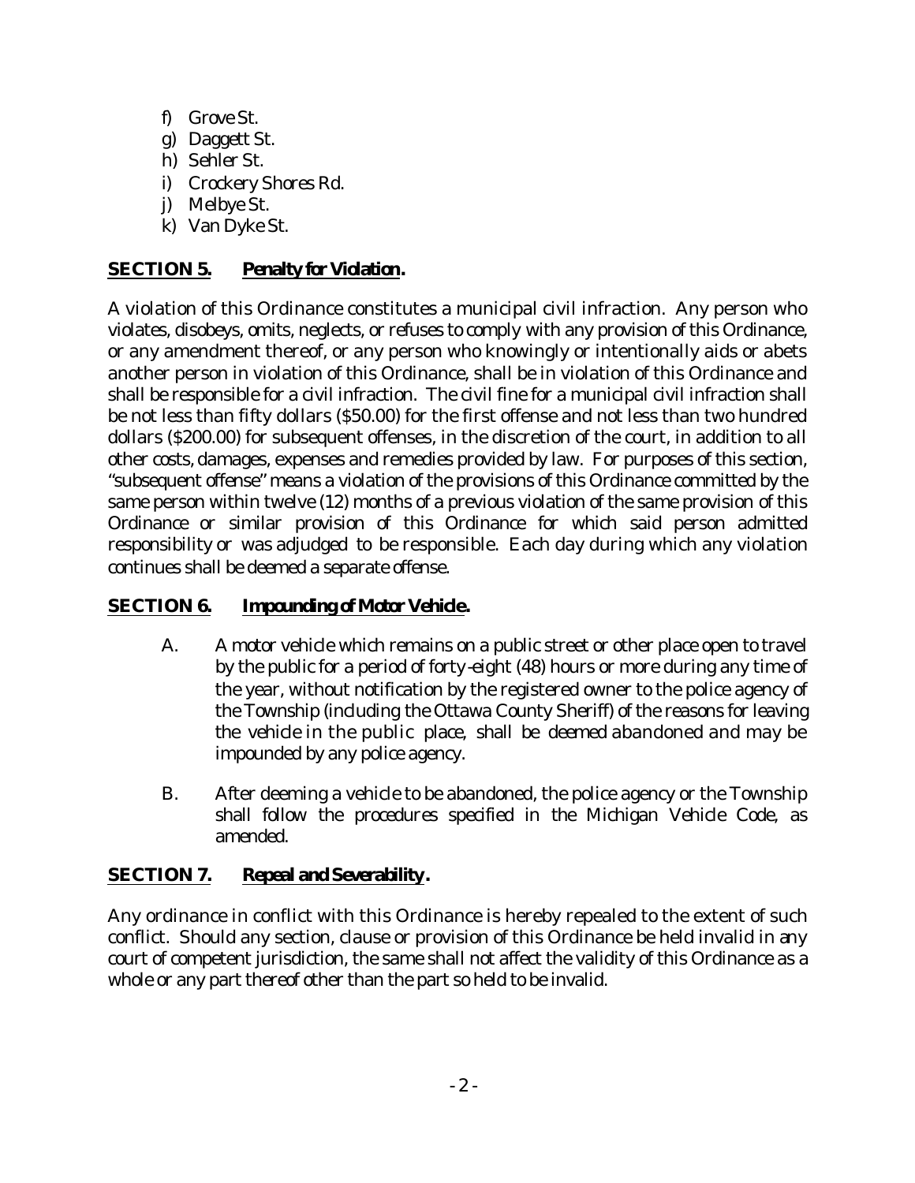f) Grove St.
g) Daggett St.
h) Sehler St.
i) Crockery Shores Rd.
j) Melbye St.
k) Van Dyke St.

## SECTION 5. Penalty for Violation.

A violation of this Ordinance constitutes a municipal civil infraction. Any person who violates, disobeys, omits, neglects, or refuses to comply with any provision of this Ordinance, or any amendment thereof, or any person who knowingly or intentionally aids or abets another person in violation of this Ordinance, shall be in violation of this Ordinance and shall be responsible for a civil infraction. The civil fine for a municipal civil infraction shall be not less than fifty dollars ($50.00) for the first offense and not less than two hundred dollars ($200.00) for subsequent offenses, in the discretion of the court, in addition to all other costs, damages, expenses and remedies provided by law. For purposes of this section, "subsequent offense" means a violation of the provisions of this Ordinance committed by the same person within twelve (12) months of a previous violation of the same provision of this Ordinance or similar provision of this Ordinance for which said person admitted responsibility or was adjudged to be responsible. Each day during which any violation continues shall be deemed a separate offense.

## SECTION 6. Impounding of Motor Vehicle.

A. A motor vehicle which remains on a public street or other place open to travel by the public for a period of forty-eight (48) hours or more during any time of the year, without notification by the registered owner to the police agency of the Township (including the Ottawa County Sheriff) of the reasons for leaving the vehicle in the public place, shall be deemed abandoned and may be impounded by any police agency.

B. After deeming a vehicle to be abandoned, the police agency or the Township shall follow the procedures specified in the Michigan Vehicle Code, as amended.

## SECTION 7. Repeal and Severability.

Any ordinance in conflict with this Ordinance is hereby repealed to the extent of such conflict. Should any section, clause or provision of this Ordinance be held invalid in any court of competent jurisdiction, the same shall not affect the validity of this Ordinance as a whole or any part thereof other than the part so held to be invalid.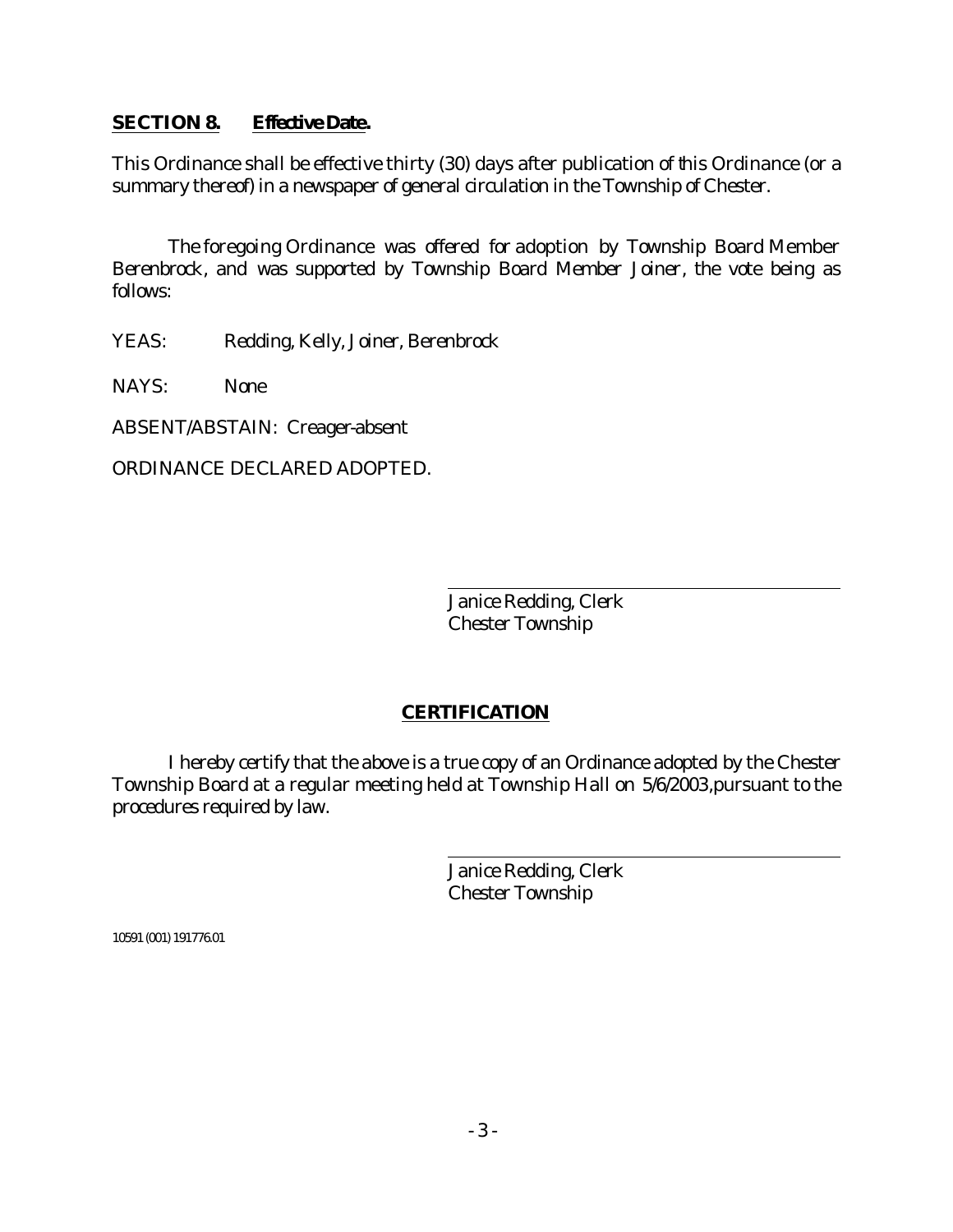## SECTION 8. Effective Date.

This Ordinance shall be effective thirty (30) days after publication of this Ordinance (or a summary thereof) in a newspaper of general circulation in the Township of Chester.

The foregoing Ordinance was offered for adoption by Township Board Member Berenbrock, and was supported by Township Board Member Joiner, the vote being as follows:

YEAS: Redding, Kelly, Joiner, Berenbrock

NAYS: None

ABSENT/ABSTAIN: Creager-absent

ORDINANCE DECLARED ADOPTED.

Janice Redding, Clerk
Chester Township

## CERTIFICATION

I hereby certify that the above is a true copy of an Ordinance adopted by the Chester Township Board at a regular meeting held at Township Hall on 5/6/2003,pursuant to the procedures required by law.

Janice Redding, Clerk
Chester Township

10591 (001) 191776.01